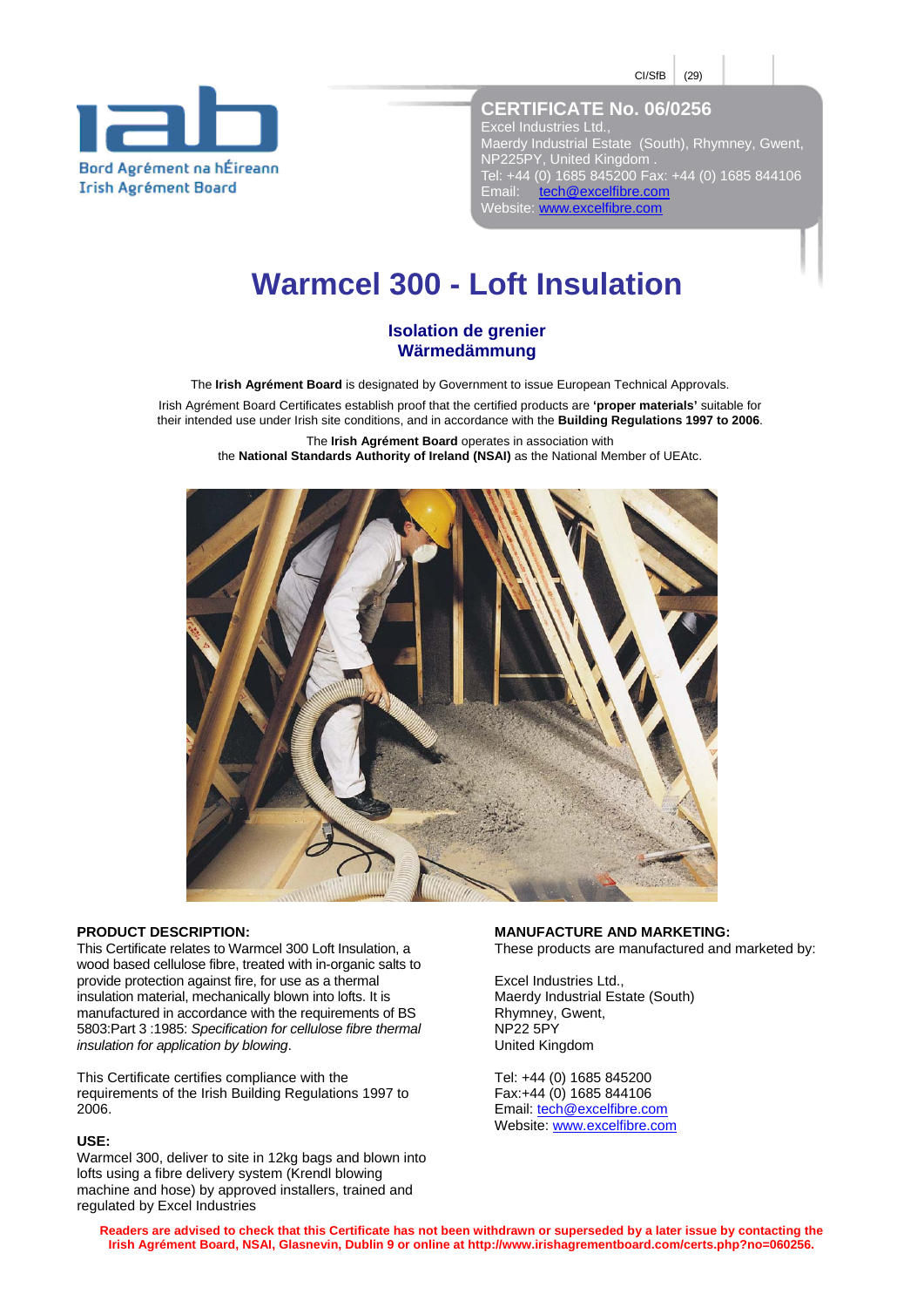CI/SfB (29)

Bord Agrément na hÉireann
Irish Agrément Board

**CERTIFICATE No. 06/0256**
Excel Industries Ltd.,
Maerdy Industrial Estate (South), Rhymney, Gwent, NP225PY, United Kingdom .
Tel: +44 (0) 1685 845200 Fax: +44 (0) 1685 844106
Email: tech@excelfibre.com
Website: www.excelfibre.com

# Warmcel 300 - Loft Insulation

## Isolation de grenier
## Wärmedämmung

The **Irish Agrément Board** is designated by Government to issue European Technical Approvals.

Irish Agrément Board Certificates establish proof that the certified products are **'proper materials'** suitable for their intended use under Irish site conditions, and in accordance with the **Building Regulations 1997 to 2006**.

The **Irish Agrément Board** operates in association with the **National Standards Authority of Ireland (NSAI)** as the National Member of UEAtc.

**PRODUCT DESCRIPTION:**
This Certificate relates to Warmcel 300 Loft Insulation, a wood based cellulose fibre, treated with in-organic salts to provide protection against fire, for use as a thermal insulation material, mechanically blown into lofts. It is manufactured in accordance with the requirements of BS 5803:Part 3 :1985: *Specification for cellulose fibre thermal insulation for application by blowing*.

This Certificate certifies compliance with the requirements of the Irish Building Regulations 1997 to 2006.

**USE:**
Warmcel 300, deliver to site in 12kg bags and blown into lofts using a fibre delivery system (Krendl blowing machine and hose) by approved installers, trained and regulated by Excel Industries

**MANUFACTURE AND MARKETING:**
These products are manufactured and marketed by:

Excel Industries Ltd.,
Maerdy Industrial Estate (South)
Rhymney, Gwent,
NP22 5PY
United Kingdom

Tel: +44 (0) 1685 845200
Fax:+44 (0) 1685 844106
Email: tech@excelfibre.com
Website: www.excelfibre.com

**Readers are advised to check that this Certificate has not been withdrawn or superseded by a later issue by contacting the Irish Agrément Board, NSAI, Glasnevin, Dublin 9 or online at http://www.irishagrementboard.com/certs.php?no=060256.**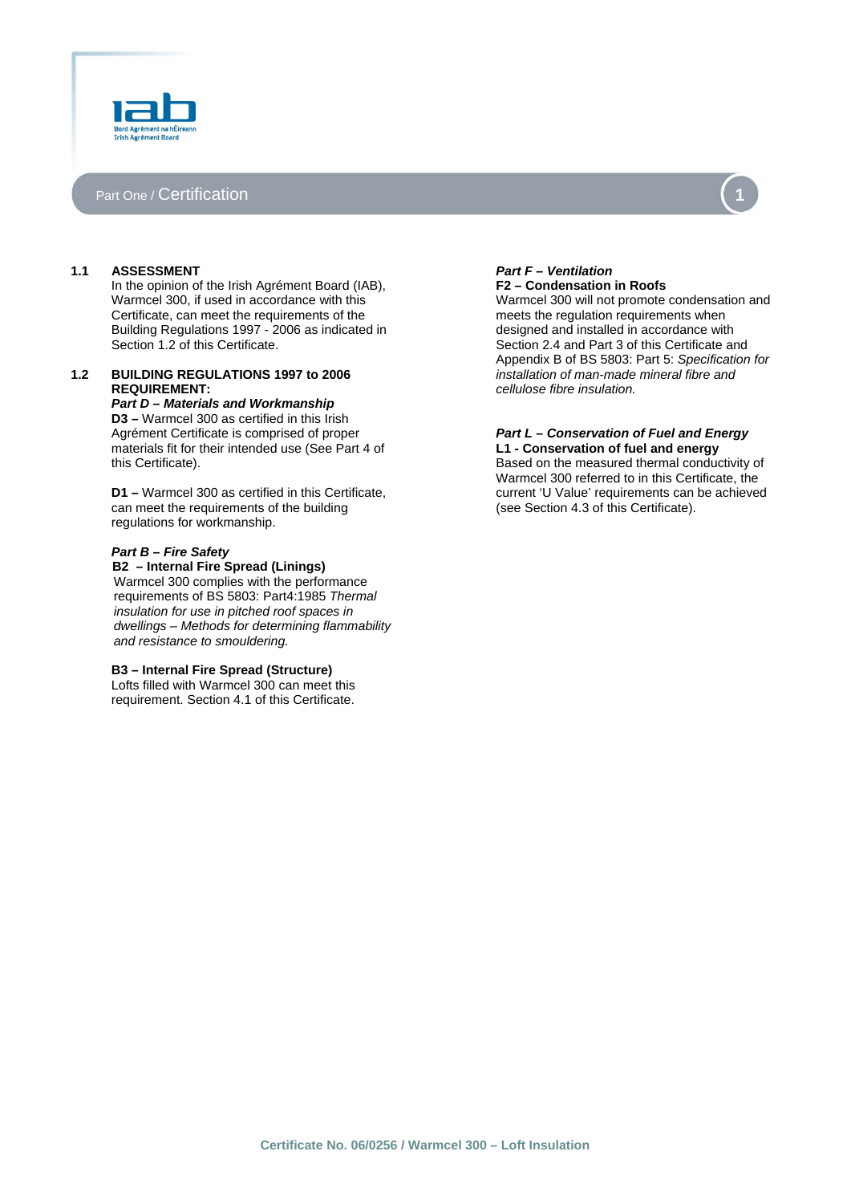## Part One / Certification

### 1.1 ASSESSMENT

In the opinion of the Irish Agrément Board (IAB), Warmcel 300, if used in accordance with this Certificate, can meet the requirements of the Building Regulations 1997 - 2006 as indicated in Section 1.2 of this Certificate.

### 1.2 BUILDING REGULATIONS 1997 to 2006 REQUIREMENT:

***Part D – Materials and Workmanship***

**D3 –** Warmcel 300 as certified in this Irish Agrément Certificate is comprised of proper materials fit for their intended use (See Part 4 of this Certificate).

**D1 –** Warmcel 300 as certified in this Certificate, can meet the requirements of the building regulations for workmanship.

***Part B – Fire Safety***

**B2 – Internal Fire Spread (Linings)**
Warmcel 300 complies with the performance requirements of BS 5803: Part4:1985 *Thermal insulation for use in pitched roof spaces in dwellings – Methods for determining flammability and resistance to smouldering.*

**B3 – Internal Fire Spread (Structure)**
Lofts filled with Warmcel 300 can meet this requirement. Section 4.1 of this Certificate.

***Part F – Ventilation***

**F2 – Condensation in Roofs**
Warmcel 300 will not promote condensation and meets the regulation requirements when designed and installed in accordance with Section 2.4 and Part 3 of this Certificate and Appendix B of BS 5803: Part 5: *Specification for installation of man-made mineral fibre and cellulose fibre insulation.*

***Part L – Conservation of Fuel and Energy***

**L1 - Conservation of fuel and energy**
Based on the measured thermal conductivity of Warmcel 300 referred to in this Certificate, the current 'U Value' requirements can be achieved (see Section 4.3 of this Certificate).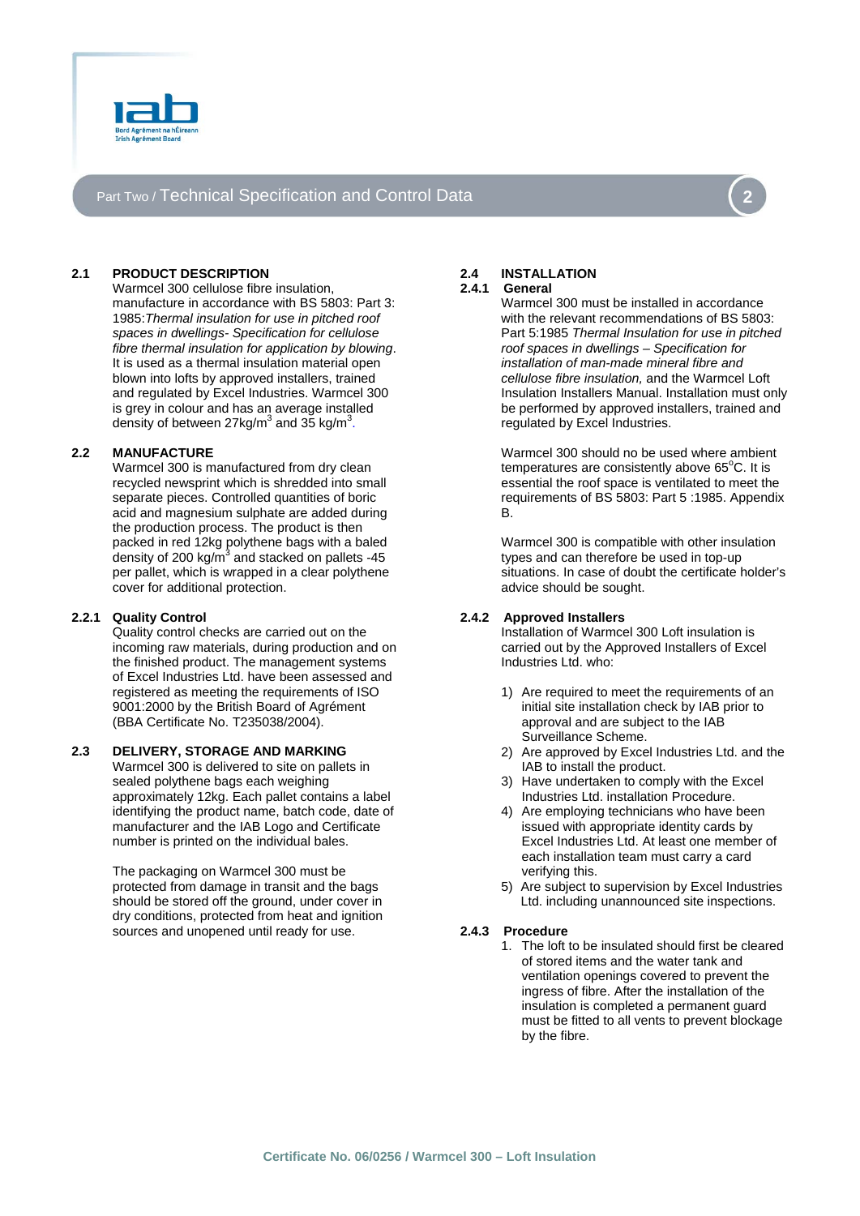## Part Two / Technical Specification and Control Data

### 2.1 PRODUCT DESCRIPTION

Warmcel 300 cellulose fibre insulation, manufacture in accordance with BS 5803: Part 3: 1985:*Thermal insulation for use in pitched roof spaces in dwellings- Specification for cellulose fibre thermal insulation for application by blowing*. It is used as a thermal insulation material open blown into lofts by approved installers, trained and regulated by Excel Industries. Warmcel 300 is grey in colour and has an average installed density of between 27kg/$m^3$ and 35 kg/$m^3$.

### 2.2 MANUFACTURE

Warmcel 300 is manufactured from dry clean recycled newsprint which is shredded into small separate pieces. Controlled quantities of boric acid and magnesium sulphate are added during the production process. The product is then packed in red 12kg polythene bags with a baled density of 200 kg/$m^3$ and stacked on pallets -45 per pallet, which is wrapped in a clear polythene cover for additional protection.

### 2.2.1 Quality Control

Quality control checks are carried out on the incoming raw materials, during production and on the finished product. The management systems of Excel Industries Ltd. have been assessed and registered as meeting the requirements of ISO 9001:2000 by the British Board of Agrément (BBA Certificate No. T235038/2004).

### 2.3 DELIVERY, STORAGE AND MARKING

Warmcel 300 is delivered to site on pallets in sealed polythene bags each weighing approximately 12kg. Each pallet contains a label identifying the product name, batch code, date of manufacturer and the IAB Logo and Certificate number is printed on the individual bales.

The packaging on Warmcel 300 must be protected from damage in transit and the bags should be stored off the ground, under cover in dry conditions, protected from heat and ignition sources and unopened until ready for use.

### 2.4 INSTALLATION

### 2.4.1 General

Warmcel 300 must be installed in accordance with the relevant recommendations of BS 5803: Part 5:1985 *Thermal Insulation for use in pitched roof spaces in dwellings – Specification for installation of man-made mineral fibre and cellulose fibre insulation,* and the Warmcel Loft Insulation Installers Manual. Installation must only be performed by approved installers, trained and regulated by Excel Industries.

Warmcel 300 should no be used where ambient temperatures are consistently above 65°C. It is essential the roof space is ventilated to meet the requirements of BS 5803: Part 5 :1985. Appendix B.

Warmcel 300 is compatible with other insulation types and can therefore be used in top-up situations. In case of doubt the certificate holder's advice should be sought.

### 2.4.2 Approved Installers

Installation of Warmcel 300 Loft insulation is carried out by the Approved Installers of Excel Industries Ltd. who:

1) Are required to meet the requirements of an initial site installation check by IAB prior to approval and are subject to the IAB Surveillance Scheme.
2) Are approved by Excel Industries Ltd. and the IAB to install the product.
3) Have undertaken to comply with the Excel Industries Ltd. installation Procedure.
4) Are employing technicians who have been issued with appropriate identity cards by Excel Industries Ltd. At least one member of each installation team must carry a card verifying this.
5) Are subject to supervision by Excel Industries Ltd. including unannounced site inspections.

### 2.4.3 Procedure

1. The loft to be insulated should first be cleared of stored items and the water tank and ventilation openings covered to prevent the ingress of fibre. After the installation of the insulation is completed a permanent guard must be fitted to all vents to prevent blockage by the fibre.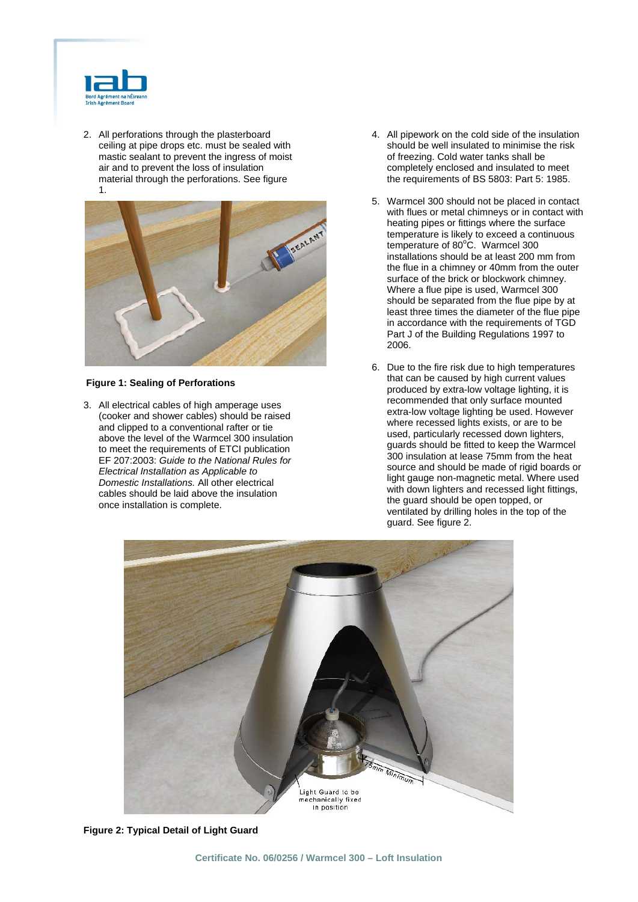2. All perforations through the plasterboard ceiling at pipe drops etc. must be sealed with mastic sealant to prevent the ingress of moist air and to prevent the loss of insulation material through the perforations. See figure 1.

**Figure 1: Sealing of Perforations**

3. All electrical cables of high amperage uses (cooker and shower cables) should be raised and clipped to a conventional rafter or tie above the level of the Warmcel 300 insulation to meet the requirements of ETCI publication EF 207:2003: *Guide to the National Rules for Electrical Installation as Applicable to Domestic Installations.* All other electrical cables should be laid above the insulation once installation is complete.

4. All pipework on the cold side of the insulation should be well insulated to minimise the risk of freezing. Cold water tanks shall be completely enclosed and insulated to meet the requirements of BS 5803: Part 5: 1985.

5. Warmcel 300 should not be placed in contact with flues or metal chimneys or in contact with heating pipes or fittings where the surface temperature is likely to exceed a continuous temperature of 80°C. Warmcel 300 installations should be at least 200 mm from the flue in a chimney or 40mm from the outer surface of the brick or blockwork chimney. Where a flue pipe is used, Warmcel 300 should be separated from the flue pipe by at least three times the diameter of the flue pipe in accordance with the requirements of TGD Part J of the Building Regulations 1997 to 2006.

6. Due to the fire risk due to high temperatures that can be caused by high current values produced by extra-low voltage lighting, it is recommended that only surface mounted extra-low voltage lighting be used. However where recessed lights exists, or are to be used, particularly recessed down lighters, guards should be fitted to keep the Warmcel 300 insulation at lease 75mm from the heat source and should be made of rigid boards or light gauge non-magnetic metal. Where used with down lighters and recessed light fittings, the guard should be open topped, or ventilated by drilling holes in the top of the guard. See figure 2.

**Figure 2: Typical Detail of Light Guard**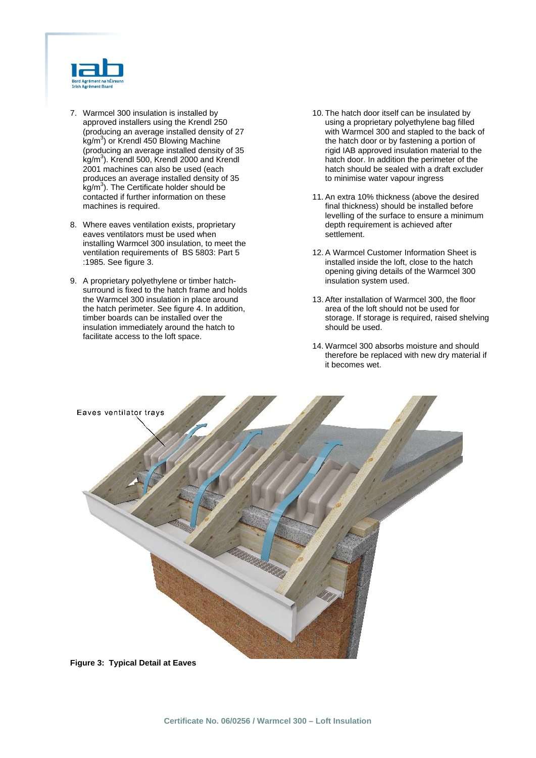7. Warmcel 300 insulation is installed by approved installers using the Krendl 250 (producing an average installed density of 27 kg/m$^3$) or Krendl 450 Blowing Machine (producing an average installed density of 35 kg/m$^3$). Krendl 500, Krendl 2000 and Krendl 2001 machines can also be used (each produces an average installed density of 35 kg/m$^3$). The Certificate holder should be contacted if further information on these machines is required.

8. Where eaves ventilation exists, proprietary eaves ventilators must be used when installing Warmcel 300 insulation, to meet the ventilation requirements of BS 5803: Part 5 :1985. See figure 3.

9. A proprietary polyethylene or timber hatch-surround is fixed to the hatch frame and holds the Warmcel 300 insulation in place around the hatch perimeter. See figure 4. In addition, timber boards can be installed over the insulation immediately around the hatch to facilitate access to the loft space.

10. The hatch door itself can be insulated by using a proprietary polyethylene bag filled with Warmcel 300 and stapled to the back of the hatch door or by fastening a portion of rigid IAB approved insulation material to the hatch door. In addition the perimeter of the hatch should be sealed with a draft excluder to minimise water vapour ingress

11. An extra 10% thickness (above the desired final thickness) should be installed before levelling of the surface to ensure a minimum depth requirement is achieved after settlement.

12. A Warmcel Customer Information Sheet is installed inside the loft, close to the hatch opening giving details of the Warmcel 300 insulation system used.

13. After installation of Warmcel 300, the floor area of the loft should not be used for storage. If storage is required, raised shelving should be used.

14. Warmcel 300 absorbs moisture and should therefore be replaced with new dry material if it becomes wet.

**Figure 3: Typical Detail at Eaves**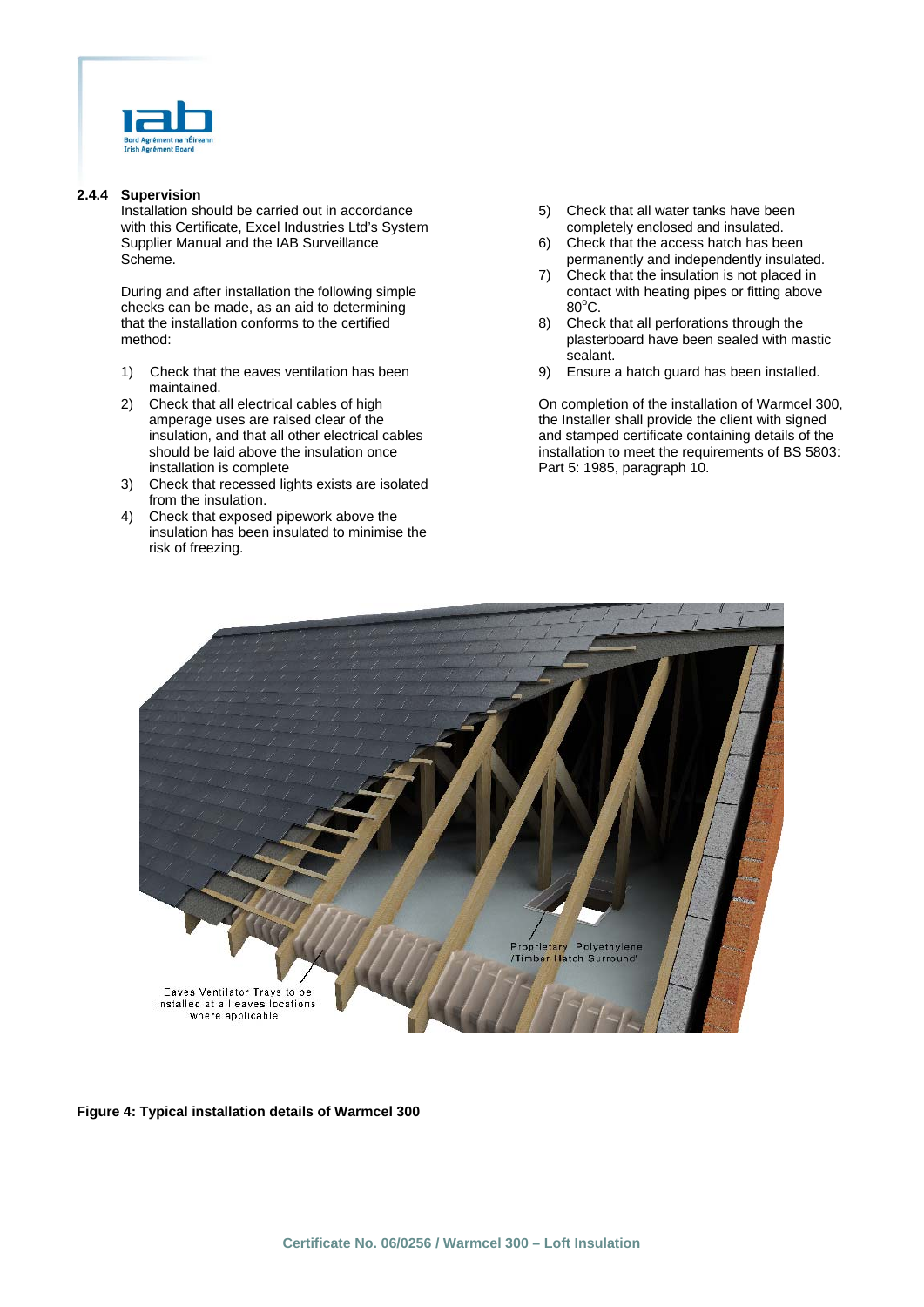### 2.4.4 Supervision

Installation should be carried out in accordance with this Certificate, Excel Industries Ltd's System Supplier Manual and the IAB Surveillance Scheme.

During and after installation the following simple checks can be made, as an aid to determining that the installation conforms to the certified method:

1) Check that the eaves ventilation has been maintained.
2) Check that all electrical cables of high amperage uses are raised clear of the insulation, and that all other electrical cables should be laid above the insulation once installation is complete
3) Check that recessed lights exists are isolated from the insulation.
4) Check that exposed pipework above the insulation has been insulated to minimise the risk of freezing.
5) Check that all water tanks have been completely enclosed and insulated.
6) Check that the access hatch has been permanently and independently insulated.
7) Check that the insulation is not placed in contact with heating pipes or fitting above 80°C.
8) Check that all perforations through the plasterboard have been sealed with mastic sealant.
9) Ensure a hatch guard has been installed.

On completion of the installation of Warmcel 300, the Installer shall provide the client with signed and stamped certificate containing details of the installation to meet the requirements of BS 5803: Part 5: 1985, paragraph 10.

Eaves Ventilator Trays to be installed at all eaves locations where applicable

Proprietary Polyethylene /Timber Hatch Surround'

**Figure 4: Typical installation details of Warmcel 300**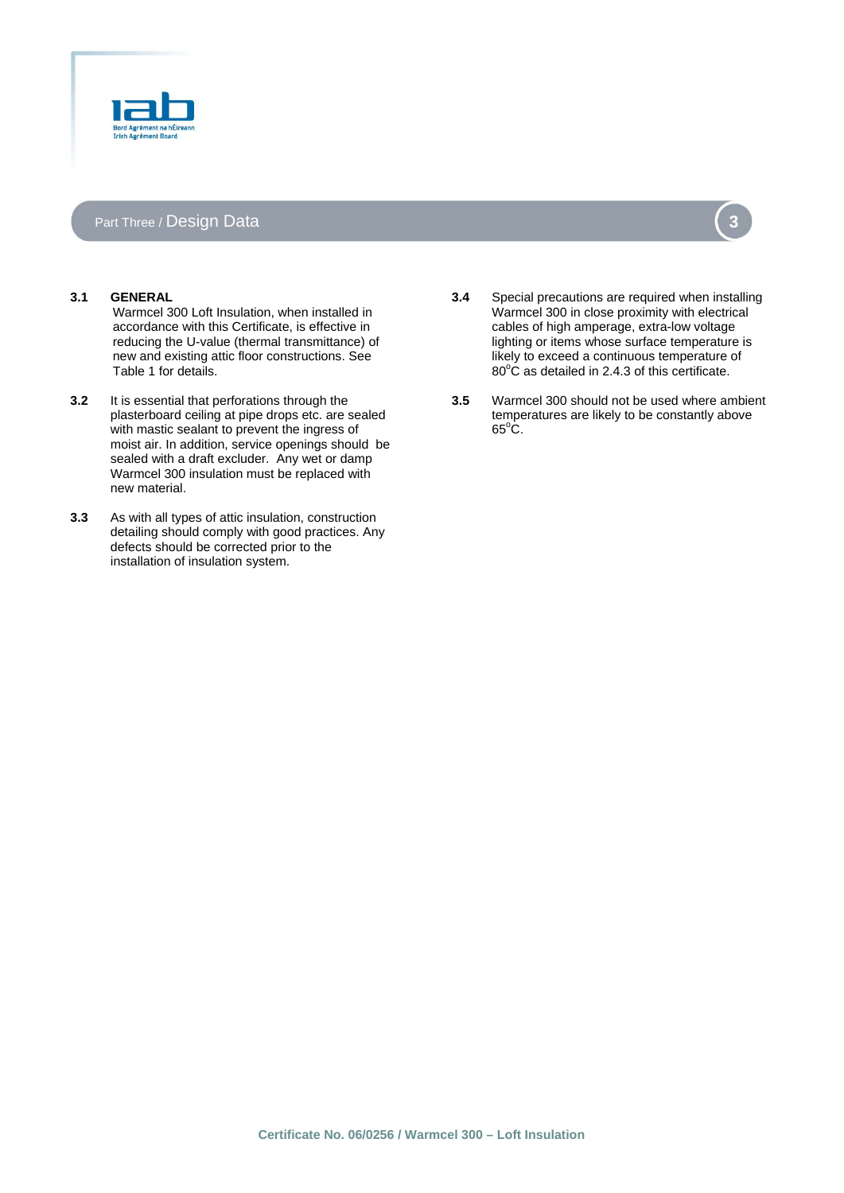## Part Three / Design Data

**3.1 GENERAL**
Warmcel 300 Loft Insulation, when installed in accordance with this Certificate, is effective in reducing the U-value (thermal transmittance) of new and existing attic floor constructions. See Table 1 for details.

**3.2** It is essential that perforations through the plasterboard ceiling at pipe drops etc. are sealed with mastic sealant to prevent the ingress of moist air. In addition, service openings should be sealed with a draft excluder. Any wet or damp Warmcel 300 insulation must be replaced with new material.

**3.3** As with all types of attic insulation, construction detailing should comply with good practices. Any defects should be corrected prior to the installation of insulation system.

**3.4** Special precautions are required when installing Warmcel 300 in close proximity with electrical cables of high amperage, extra-low voltage lighting or items whose surface temperature is likely to exceed a continuous temperature of 80°C as detailed in 2.4.3 of this certificate.

**3.5** Warmcel 300 should not be used where ambient temperatures are likely to be constantly above 65°C.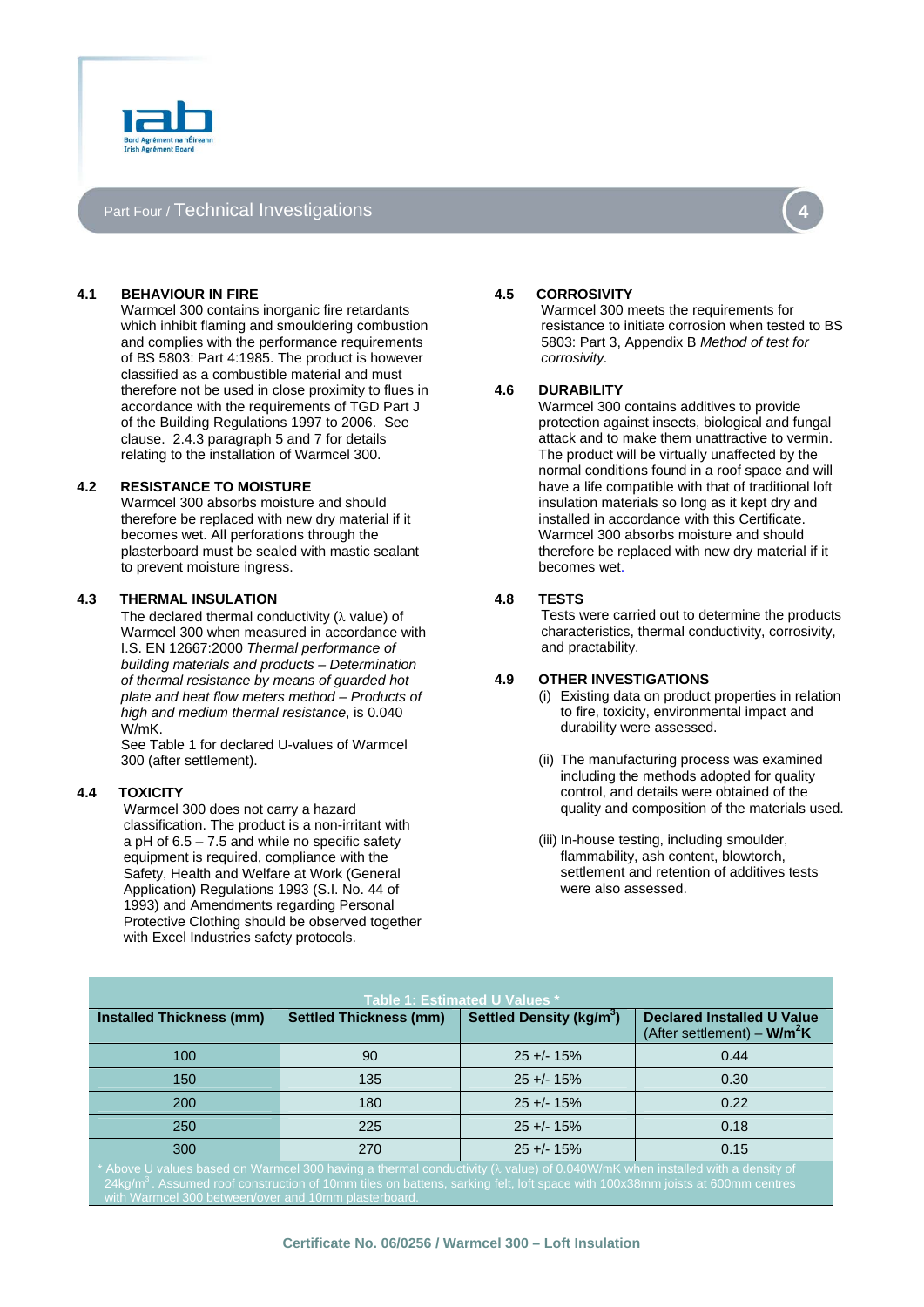## Part Four / Technical Investigations

### 4.1 BEHAVIOUR IN FIRE

Warmcel 300 contains inorganic fire retardants which inhibit flaming and smouldering combustion and complies with the performance requirements of BS 5803: Part 4:1985. The product is however classified as a combustible material and must therefore not be used in close proximity to flues in accordance with the requirements of TGD Part J of the Building Regulations 1997 to 2006. See clause. 2.4.3 paragraph 5 and 7 for details relating to the installation of Warmcel 300.

### 4.2 RESISTANCE TO MOISTURE

Warmcel 300 absorbs moisture and should therefore be replaced with new dry material if it becomes wet. All perforations through the plasterboard must be sealed with mastic sealant to prevent moisture ingress.

### 4.3 THERMAL INSULATION

The declared thermal conductivity (λ value) of Warmcel 300 when measured in accordance with I.S. EN 12667:2000 *Thermal performance of building materials and products – Determination of thermal resistance by means of guarded hot plate and heat flow meters method – Products of high and medium thermal resistance*, is 0.040 W/mK.

See Table 1 for declared U-values of Warmcel 300 (after settlement).

### 4.4 TOXICITY

Warmcel 300 does not carry a hazard classification. The product is a non-irritant with a pH of 6.5 – 7.5 and while no specific safety equipment is required, compliance with the Safety, Health and Welfare at Work (General Application) Regulations 1993 (S.I. No. 44 of 1993) and Amendments regarding Personal Protective Clothing should be observed together with Excel Industries safety protocols.

### 4.5 CORROSIVITY

Warmcel 300 meets the requirements for resistance to initiate corrosion when tested to BS 5803: Part 3, Appendix B *Method of test for corrosivity.*

### 4.6 DURABILITY

Warmcel 300 contains additives to provide protection against insects, biological and fungal attack and to make them unattractive to vermin. The product will be virtually unaffected by the normal conditions found in a roof space and will have a life compatible with that of traditional loft insulation materials so long as it kept dry and installed in accordance with this Certificate. Warmcel 300 absorbs moisture and should therefore be replaced with new dry material if it becomes wet.

### 4.8 TESTS

Tests were carried out to determine the products characteristics, thermal conductivity, corrosivity, and practability.

### 4.9 OTHER INVESTIGATIONS

(i) Existing data on product properties in relation to fire, toxicity, environmental impact and durability were assessed.

(ii) The manufacturing process was examined including the methods adopted for quality control, and details were obtained of the quality and composition of the materials used.

(iii) In-house testing, including smoulder, flammability, ash content, blowtorch, settlement and retention of additives tests were also assessed.

**Table 1: Estimated U Values \***

| Installed Thickness (mm) | Settled Thickness (mm) | Settled Density (kg/m$^3$) | Declared Installed U Value (After settlement) – **W/m$^2$K** |
|---|---|---|---|
| 100 | 90 | 25 +/- 15% | 0.44 |
| 150 | 135 | 25 +/- 15% | 0.30 |
| 200 | 180 | 25 +/- 15% | 0.22 |
| 250 | 225 | 25 +/- 15% | 0.18 |
| 300 | 270 | 25 +/- 15% | 0.15 |

\* Above U values based on Warmcel 300 having a thermal conductivity (λ value) of 0.040W/mK when installed with a density of 24kg/m$^3$. Assumed roof construction of 10mm tiles on battens, sarking felt, loft space with 100x38mm joists at 600mm centres with Warmcel 300 between/over and 10mm plasterboard.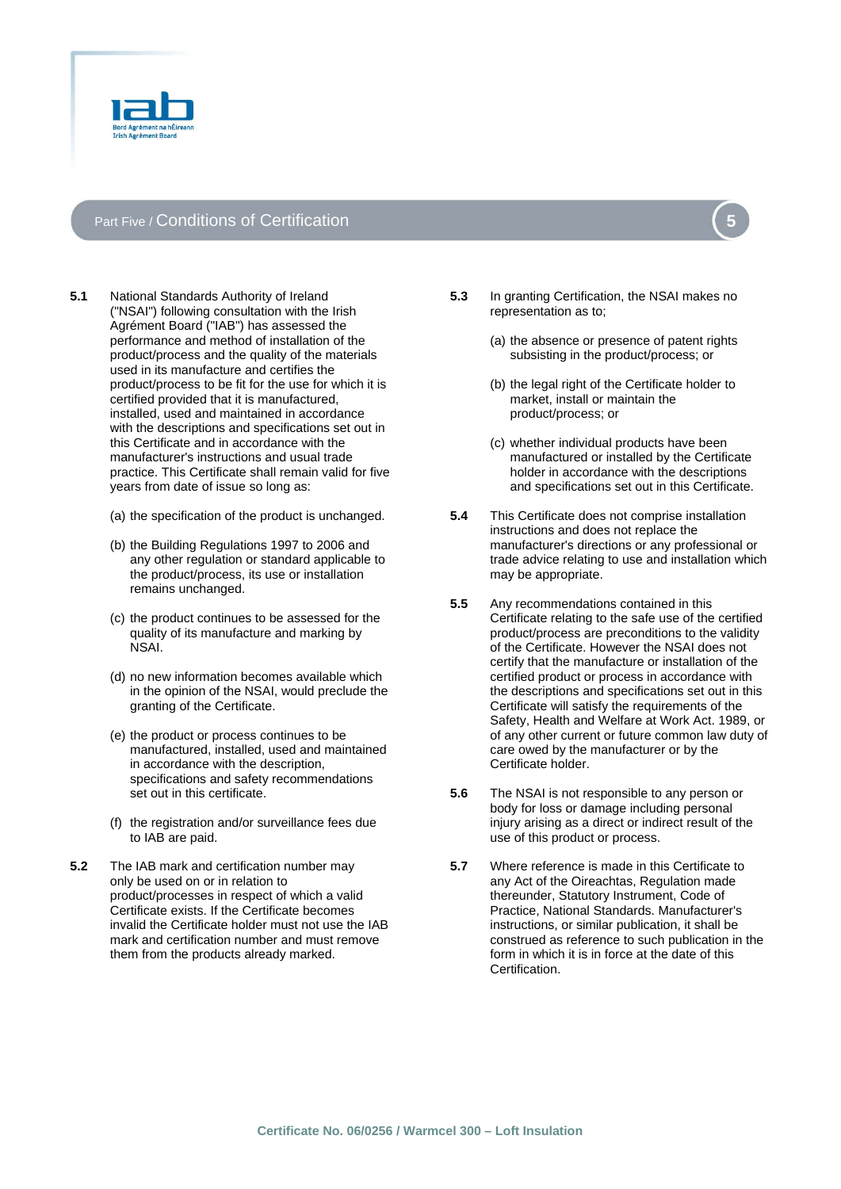# Part Five / Conditions of Certification

**5.1** National Standards Authority of Ireland ("NSAI") following consultation with the Irish Agrément Board ("IAB") has assessed the performance and method of installation of the product/process and the quality of the materials used in its manufacture and certifies the product/process to be fit for the use for which it is certified provided that it is manufactured, installed, used and maintained in accordance with the descriptions and specifications set out in this Certificate and in accordance with the manufacturer's instructions and usual trade practice. This Certificate shall remain valid for five years from date of issue so long as:

(a) the specification of the product is unchanged.

(b) the Building Regulations 1997 to 2006 and any other regulation or standard applicable to the product/process, its use or installation remains unchanged.

(c) the product continues to be assessed for the quality of its manufacture and marking by NSAI.

(d) no new information becomes available which in the opinion of the NSAI, would preclude the granting of the Certificate.

(e) the product or process continues to be manufactured, installed, used and maintained in accordance with the description, specifications and safety recommendations set out in this certificate.

(f) the registration and/or surveillance fees due to IAB are paid.

**5.2** The IAB mark and certification number may only be used on or in relation to product/processes in respect of which a valid Certificate exists. If the Certificate becomes invalid the Certificate holder must not use the IAB mark and certification number and must remove them from the products already marked.

**5.3** In granting Certification, the NSAI makes no representation as to;

(a) the absence or presence of patent rights subsisting in the product/process; or

(b) the legal right of the Certificate holder to market, install or maintain the product/process; or

(c) whether individual products have been manufactured or installed by the Certificate holder in accordance with the descriptions and specifications set out in this Certificate.

**5.4** This Certificate does not comprise installation instructions and does not replace the manufacturer's directions or any professional or trade advice relating to use and installation which may be appropriate.

**5.5** Any recommendations contained in this Certificate relating to the safe use of the certified product/process are preconditions to the validity of the Certificate. However the NSAI does not certify that the manufacture or installation of the certified product or process in accordance with the descriptions and specifications set out in this Certificate will satisfy the requirements of the Safety, Health and Welfare at Work Act. 1989, or of any other current or future common law duty of care owed by the manufacturer or by the Certificate holder.

**5.6** The NSAI is not responsible to any person or body for loss or damage including personal injury arising as a direct or indirect result of the use of this product or process.

**5.7** Where reference is made in this Certificate to any Act of the Oireachtas, Regulation made thereunder, Statutory Instrument, Code of Practice, National Standards. Manufacturer's instructions, or similar publication, it shall be construed as reference to such publication in the form in which it is in force at the date of this Certification.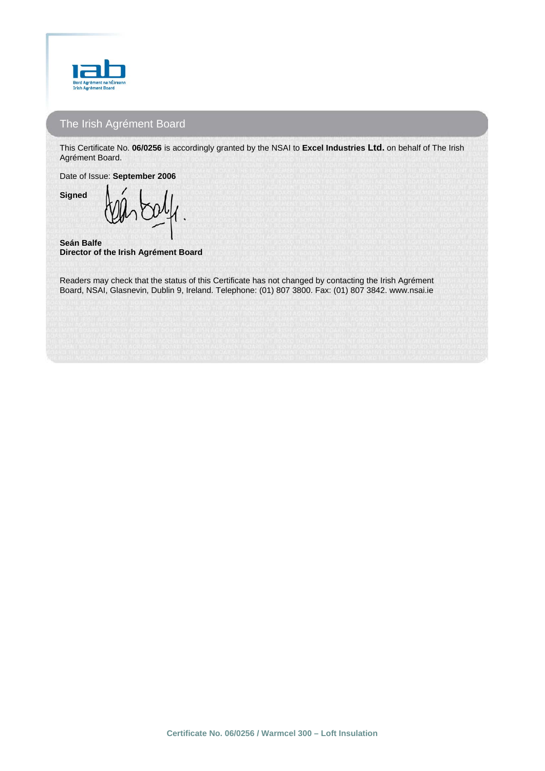## The Irish Agrément Board

This Certificate No. **06/0256** is accordingly granted by the NSAI to **Excel Industries Ltd.** on behalf of The Irish Agrément Board.

Date of Issue: **September 2006**

**Signed**

**Seán Balfe**
**Director of the Irish Agrément Board**

Readers may check that the status of this Certificate has not changed by contacting the Irish Agrément Board, NSAI, Glasnevin, Dublin 9, Ireland. Telephone: (01) 807 3800. Fax: (01) 807 3842. www.nsai.ie